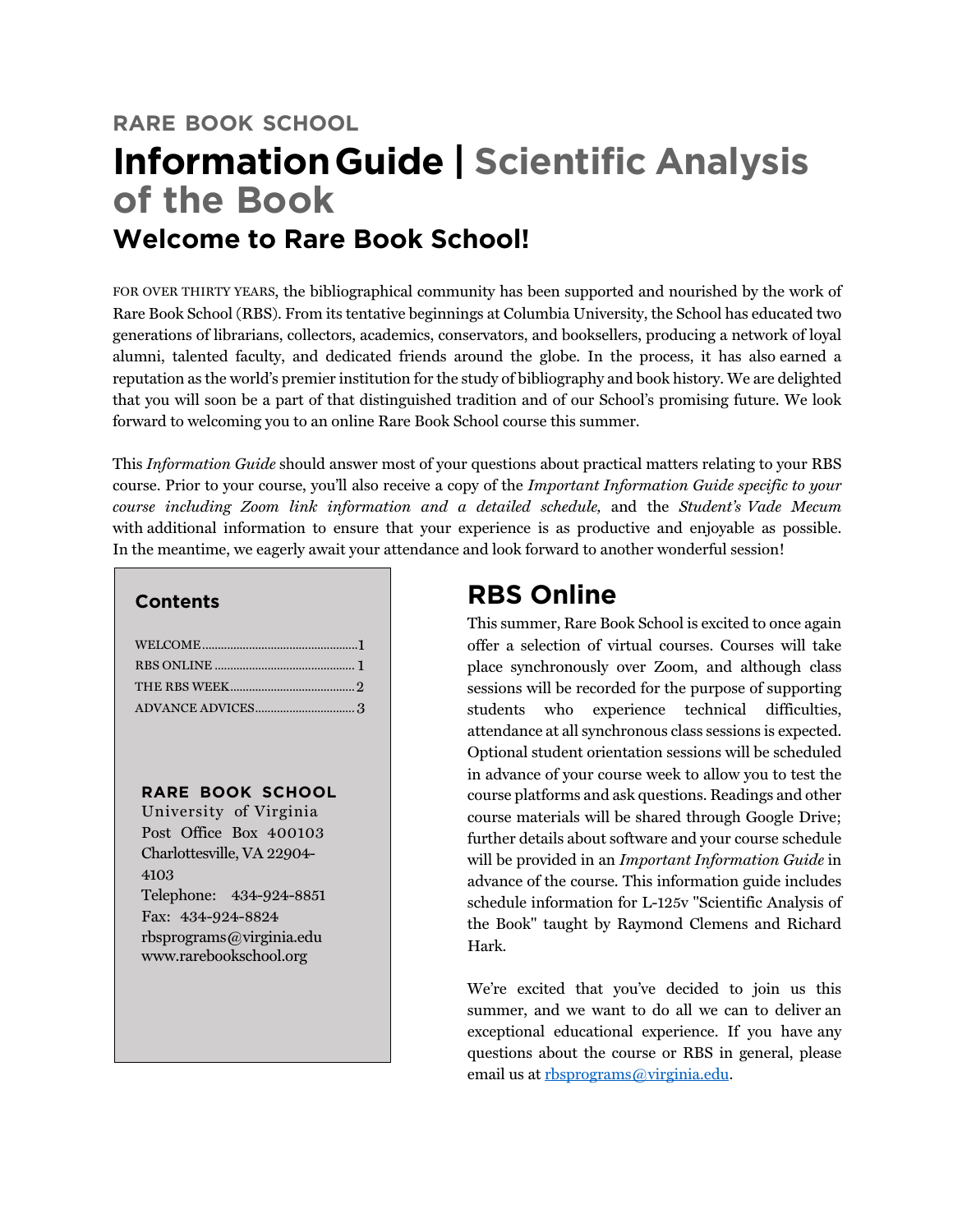**RARE BOOK SCHOOL**

# Information Guide | Scientific Analysis of the Book

## Welcome to Rare Book School!

FOR OVER THIRTY YEARS, the bibliographical community has been supported and nourished by the work of Rare Book School (RBS). From its tentative beginnings at Columbia University, the School has educated two generations of librarians, collectors, academics, conservators, and booksellers, producing a network of loyal alumni, talented faculty, and dedicated friends around the globe. In the process, it has also earned a reputation as the world's premier institution for the study of bibliography and book history. We are delighted that you will soon be a part of that distinguished tradition and of our School's promising future. We look forward to welcoming you to an online Rare Book School course this summer.

This *Information Guide* should answer most of your questions about practical matters relating to your RBS course. Prior to your course, you'll also receive a copy of the *Important Information Guide specific to your course including Zoom link information and a detailed schedule,* and the *Student's Vade Mecum* with additional information to ensure that your experience is as productive and enjoyable as possible. In the meantime, we eagerly await your attendance and look forward to another wonderful session!

### Contents

- WELCOME ........ 1
- RBS ONLINE ........ 1
- THE RBS WEEK ........ 2
- ADVANCE ADVICES ........ 3

**RARE BOOK SCHOOL**
University of Virginia
Post Office Box 400103
Charlottesville, VA 22904-4103
Telephone: 434-924-8851
Fax: 434-924-8824
rbsprograms@virginia.edu
www.rarebookschool.org

## RBS Online

This summer, Rare Book School is excited to once again offer a selection of virtual courses. Courses will take place synchronously over Zoom, and although class sessions will be recorded for the purpose of supporting students who experience technical difficulties, attendance at all synchronous class sessions is expected. Optional student orientation sessions will be scheduled in advance of your course week to allow you to test the course platforms and ask questions. Readings and other course materials will be shared through Google Drive; further details about software and your course schedule will be provided in an *Important Information Guide* in advance of the course. This information guide includes schedule information for L-125v "Scientific Analysis of the Book" taught by Raymond Clemens and Richard Hark.

We're excited that you've decided to join us this summer, and we want to do all we can to deliver an exceptional educational experience. If you have any questions about the course or RBS in general, please email us at rbsprograms@virginia.edu.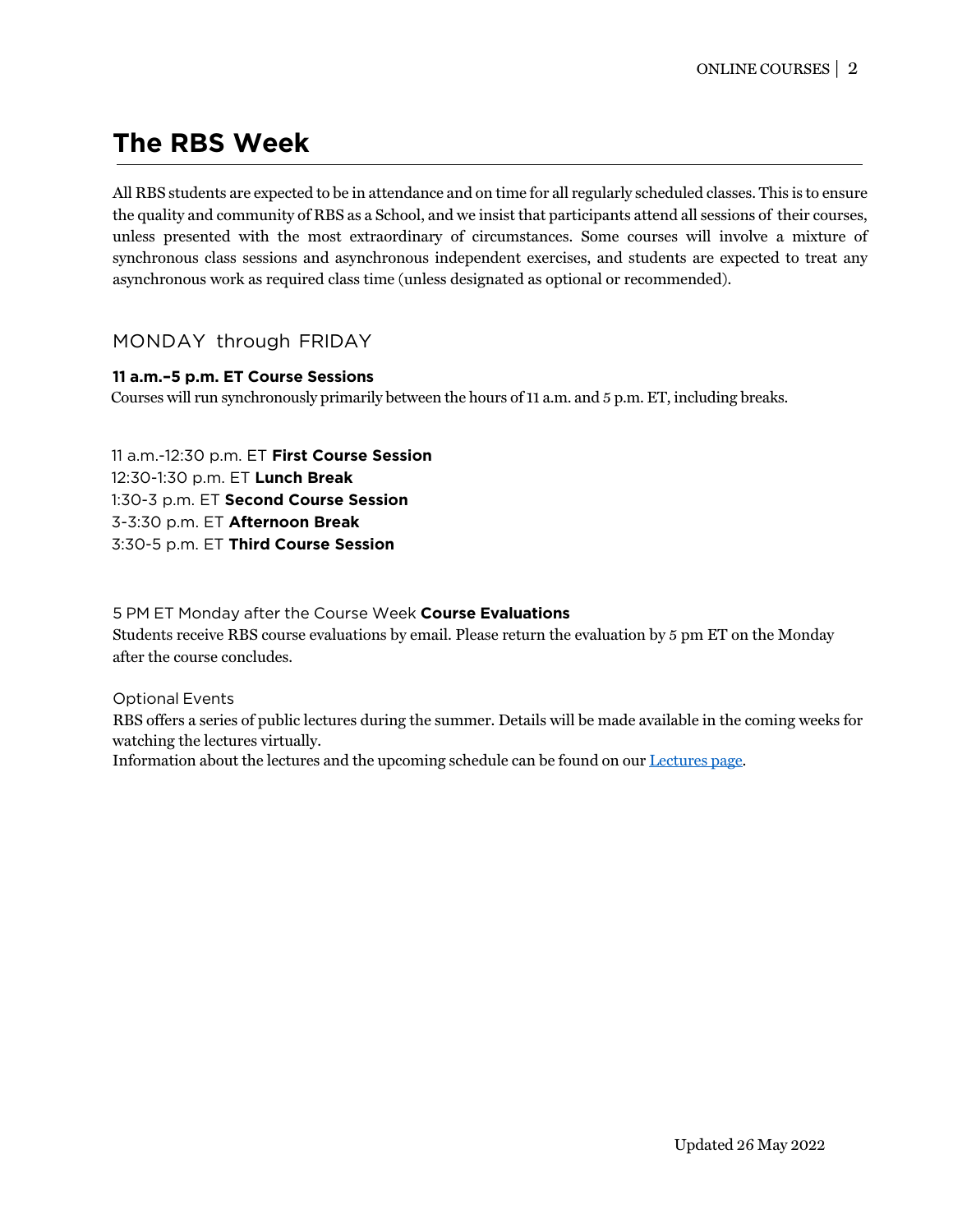# The RBS Week

All RBS students are expected to be in attendance and on time for all regularly scheduled classes. This is to ensure the quality and community of RBS as a School, and we insist that participants attend all sessions of their courses, unless presented with the most extraordinary of circumstances. Some courses will involve a mixture of synchronous class sessions and asynchronous independent exercises, and students are expected to treat any asynchronous work as required class time (unless designated as optional or recommended).

## MONDAY through FRIDAY

**11 a.m.–5 p.m. ET Course Sessions**
Courses will run synchronously primarily between the hours of 11 a.m. and 5 p.m. ET, including breaks.

11 a.m.-12:30 p.m. ET **First Course Session**
12:30-1:30 p.m. ET **Lunch Break**
1:30-3 p.m. ET **Second Course Session**
3-3:30 p.m. ET **Afternoon Break**
3:30-5 p.m. ET **Third Course Session**

5 PM ET Monday after the Course Week **Course Evaluations**
Students receive RBS course evaluations by email. Please return the evaluation by 5 pm ET on the Monday after the course concludes.

Optional Events
RBS offers a series of public lectures during the summer. Details will be made available in the coming weeks for watching the lectures virtually.
Information about the lectures and the upcoming schedule can be found on our Lectures page.

Updated 26 May 2022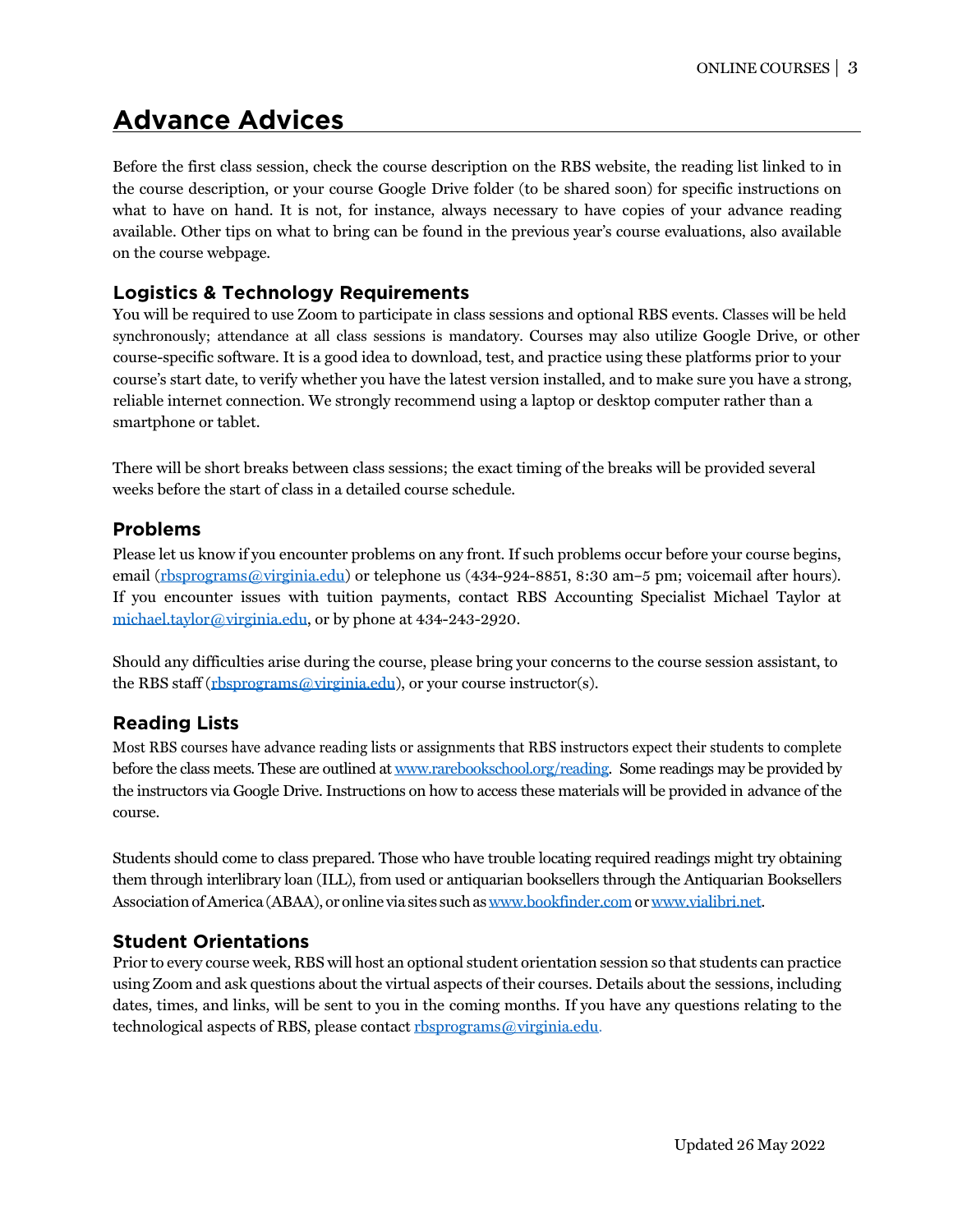# Advance Advices

Before the first class session, check the course description on the RBS website, the reading list linked to in the course description, or your course Google Drive folder (to be shared soon) for specific instructions on what to have on hand. It is not, for instance, always necessary to have copies of your advance reading available. Other tips on what to bring can be found in the previous year's course evaluations, also available on the course webpage.

## Logistics & Technology Requirements

You will be required to use Zoom to participate in class sessions and optional RBS events. Classes will be held synchronously; attendance at all class sessions is mandatory. Courses may also utilize Google Drive, or other course-specific software. It is a good idea to download, test, and practice using these platforms prior to your course's start date, to verify whether you have the latest version installed, and to make sure you have a strong, reliable internet connection. We strongly recommend using a laptop or desktop computer rather than a smartphone or tablet.

There will be short breaks between class sessions; the exact timing of the breaks will be provided several weeks before the start of class in a detailed course schedule.

## Problems

Please let us know if you encounter problems on any front. If such problems occur before your course begins, email (rbsprograms@virginia.edu) or telephone us (434-924-8851, 8:30 am–5 pm; voicemail after hours). If you encounter issues with tuition payments, contact RBS Accounting Specialist Michael Taylor at michael.taylor@virginia.edu, or by phone at 434-243-2920.

Should any difficulties arise during the course, please bring your concerns to the course session assistant, to the RBS staff (rbsprograms@virginia.edu), or your course instructor(s).

## Reading Lists

Most RBS courses have advance reading lists or assignments that RBS instructors expect their students to complete before the class meets. These are outlined at www.rarebookschool.org/reading. Some readings may be provided by the instructors via Google Drive. Instructions on how to access these materials will be provided in advance of the course.

Students should come to class prepared. Those who have trouble locating required readings might try obtaining them through interlibrary loan (ILL), from used or antiquarian booksellers through the Antiquarian Booksellers Association of America (ABAA), or online via sites such as www.bookfinder.com or www.vialibri.net.

## Student Orientations

Prior to every course week, RBS will host an optional student orientation session so that students can practice using Zoom and ask questions about the virtual aspects of their courses. Details about the sessions, including dates, times, and links, will be sent to you in the coming months. If you have any questions relating to the technological aspects of RBS, please contact rbsprograms@virginia.edu.

Updated 26 May 2022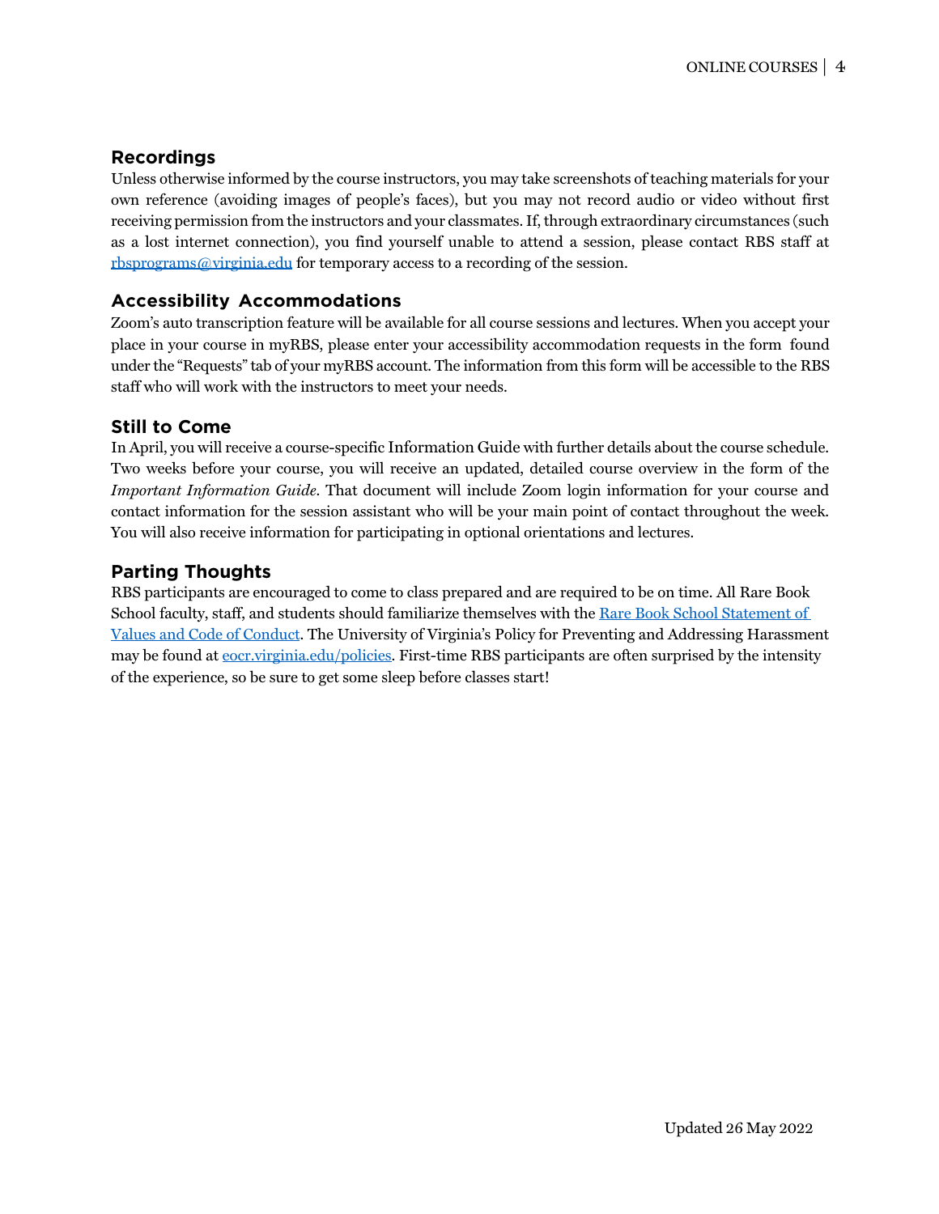## Recordings

Unless otherwise informed by the course instructors, you may take screenshots of teaching materials for your own reference (avoiding images of people's faces), but you may not record audio or video without first receiving permission from the instructors and your classmates. If, through extraordinary circumstances (such as a lost internet connection), you find yourself unable to attend a session, please contact RBS staff at [rbsprograms@virginia.edu](mailto:rbsprograms@virginia.edu) for temporary access to a recording of the session.

## Accessibility Accommodations

Zoom's auto transcription feature will be available for all course sessions and lectures. When you accept your place in your course in myRBS, please enter your accessibility accommodation requests in the form found under the "Requests" tab of your myRBS account. The information from this form will be accessible to the RBS staff who will work with the instructors to meet your needs.

## Still to Come

In April, you will receive a course-specific Information Guide with further details about the course schedule. Two weeks before your course, you will receive an updated, detailed course overview in the form of the *Important Information Guide*. That document will include Zoom login information for your course and contact information for the session assistant who will be your main point of contact throughout the week. You will also receive information for participating in optional orientations and lectures.

## Parting Thoughts

RBS participants are encouraged to come to class prepared and are required to be on time. All Rare Book School faculty, staff, and students should familiarize themselves with the Rare Book School Statement of Values and Code of Conduct. The University of Virginia's Policy for Preventing and Addressing Harassment may be found at eocr.virginia.edu/policies. First-time RBS participants are often surprised by the intensity of the experience, so be sure to get some sleep before classes start!

Updated 26 May 2022